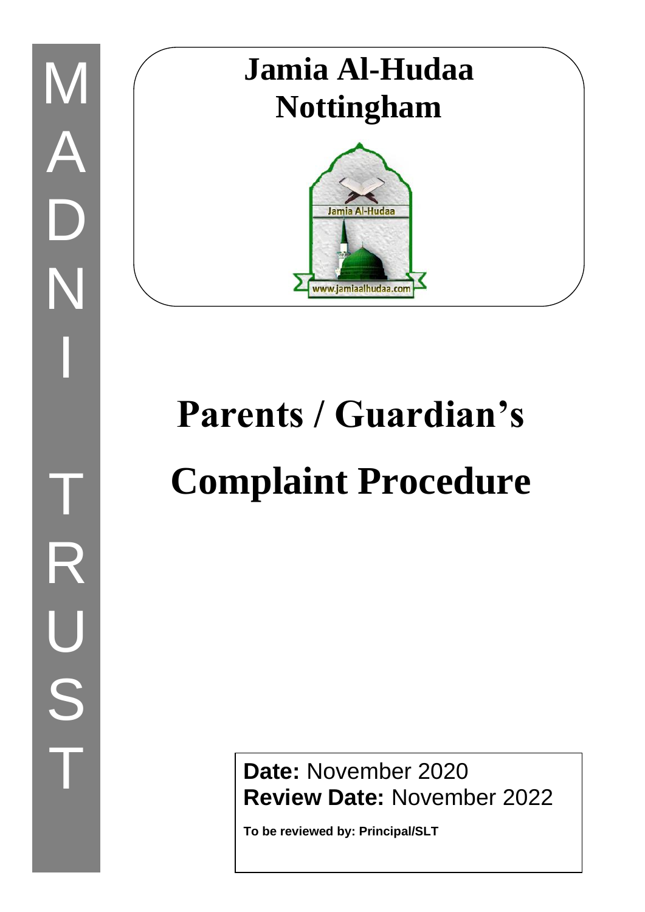MADNI TRUST

# Jamia Al-Hudaa Nottingham

# Parents / Guardian's Complaint Procedure

**Date:** November 2020
**Review Date:** November 2022

**To be reviewed by: Principal/SLT**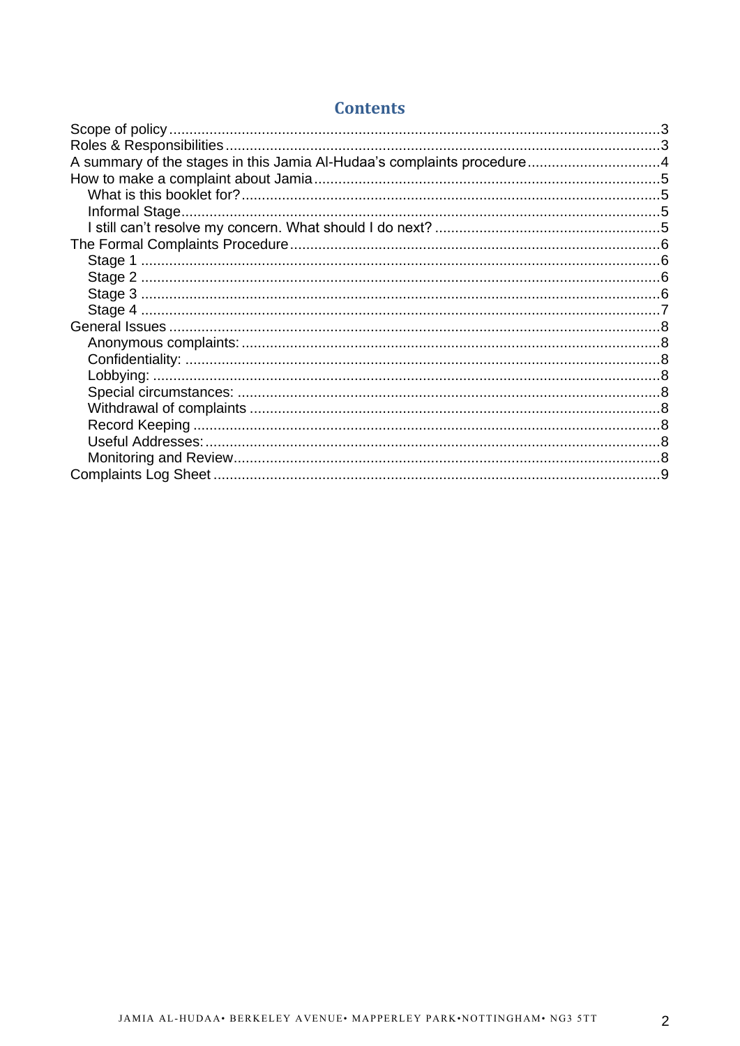# Contents

- Scope of policy ........................................................................................................... 3
- Roles & Responsibilities ............................................................................................. 3
- A summary of the stages in this Jamia Al-Hudaa's complaints procedure ................................. 4
- How to make a complaint about Jamia ............................................................................ 5
  - What is this booklet for? ....................................................................................... 5
  - Informal Stage .................................................................................................... 5
  - I still can't resolve my concern. What should I do next? ........................................... 5
- The Formal Complaints Procedure ................................................................................. 6
  - Stage 1 ............................................................................................................. 6
  - Stage 2 ............................................................................................................. 6
  - Stage 3 ............................................................................................................. 6
  - Stage 4 ............................................................................................................. 7
- General Issues ........................................................................................................... 8
  - Anonymous complaints: ......................................................................................... 8
  - Confidentiality: ................................................................................................... 8
  - Lobbying: ........................................................................................................... 8
  - Special circumstances: .......................................................................................... 8
  - Withdrawal of complaints ...................................................................................... 8
  - Record Keeping ................................................................................................... 8
  - Useful Addresses: ................................................................................................ 8
  - Monitoring and Review ......................................................................................... 8
- Complaints Log Sheet .................................................................................................. 9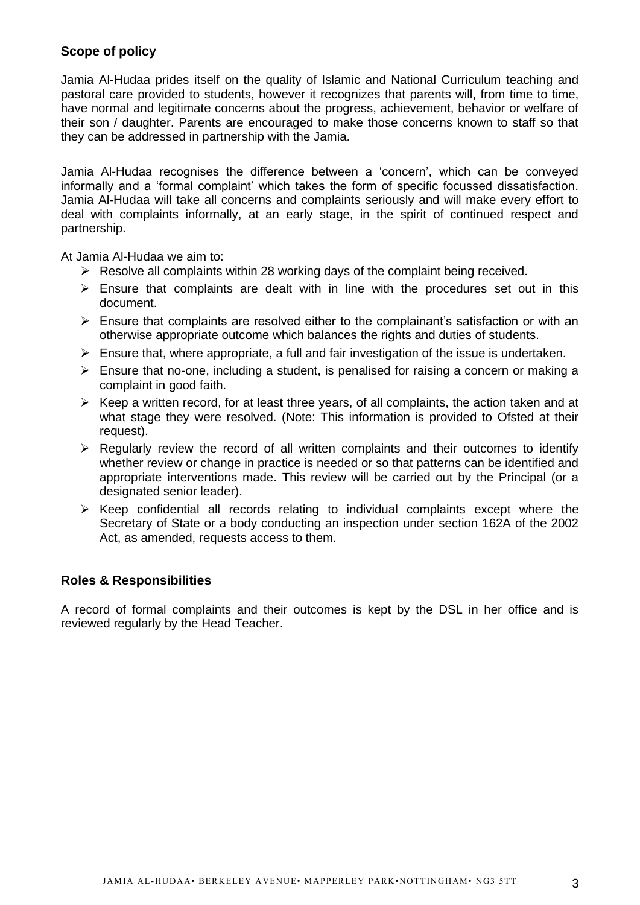## Scope of policy

Jamia Al-Hudaa prides itself on the quality of Islamic and National Curriculum teaching and pastoral care provided to students, however it recognizes that parents will, from time to time, have normal and legitimate concerns about the progress, achievement, behavior or welfare of their son / daughter. Parents are encouraged to make those concerns known to staff so that they can be addressed in partnership with the Jamia.

Jamia Al-Hudaa recognises the difference between a 'concern', which can be conveyed informally and a 'formal complaint' which takes the form of specific focussed dissatisfaction. Jamia Al-Hudaa will take all concerns and complaints seriously and will make every effort to deal with complaints informally, at an early stage, in the spirit of continued respect and partnership.

At Jamia Al-Hudaa we aim to:

- Resolve all complaints within 28 working days of the complaint being received.
- Ensure that complaints are dealt with in line with the procedures set out in this document.
- Ensure that complaints are resolved either to the complainant's satisfaction or with an otherwise appropriate outcome which balances the rights and duties of students.
- Ensure that, where appropriate, a full and fair investigation of the issue is undertaken.
- Ensure that no-one, including a student, is penalised for raising a concern or making a complaint in good faith.
- Keep a written record, for at least three years, of all complaints, the action taken and at what stage they were resolved. (Note: This information is provided to Ofsted at their request).
- Regularly review the record of all written complaints and their outcomes to identify whether review or change in practice is needed or so that patterns can be identified and appropriate interventions made. This review will be carried out by the Principal (or a designated senior leader).
- Keep confidential all records relating to individual complaints except where the Secretary of State or a body conducting an inspection under section 162A of the 2002 Act, as amended, requests access to them.

## Roles & Responsibilities

A record of formal complaints and their outcomes is kept by the DSL in her office and is reviewed regularly by the Head Teacher.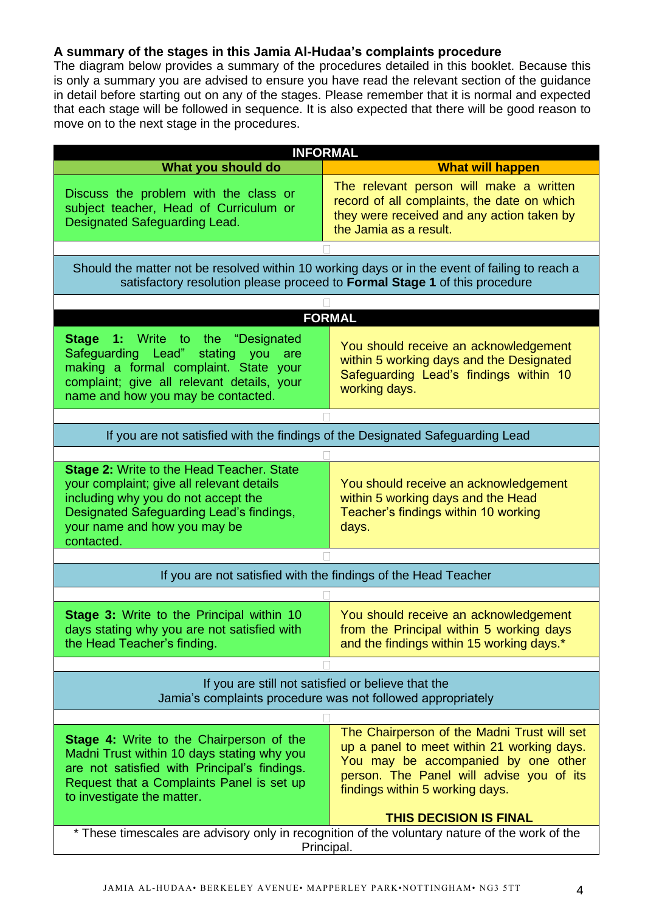**A summary of the stages in this Jamia Al-Hudaa's complaints procedure**

The diagram below provides a summary of the procedures detailed in this booklet. Because this is only a summary you are advised to ensure you have read the relevant section of the guidance in detail before starting out on any of the stages. Please remember that it is normal and expected that each stage will be followed in sequence. It is also expected that there will be good reason to move on to the next stage in the procedures.

| **INFORMAL** | |
|---|---|
| **What you should do** | **What will happen** |
| Discuss the problem with the class or subject teacher, Head of Curriculum or Designated Safeguarding Lead. | The relevant person will make a written record of all complaints, the date on which they were received and any action taken by the Jamia as a result. |
| Should the matter not be resolved within 10 working days or in the event of failing to reach a satisfactory resolution please proceed to **Formal Stage 1** of this procedure | |
| **FORMAL** | |
| **Stage 1:** Write to the "Designated Safeguarding Lead" stating you are making a formal complaint. State your complaint; give all relevant details, your name and how you may be contacted. | You should receive an acknowledgement within 5 working days and the Designated Safeguarding Lead's findings within 10 working days. |
| If you are not satisfied with the findings of the Designated Safeguarding Lead | |
| **Stage 2:** Write to the Head Teacher. State your complaint; give all relevant details including why you do not accept the Designated Safeguarding Lead's findings, your name and how you may be contacted. | You should receive an acknowledgement within 5 working days and the Head Teacher's findings within 10 working days. |
| If you are not satisfied with the findings of the Head Teacher | |
| **Stage 3:** Write to the Principal within 10 days stating why you are not satisfied with the Head Teacher's finding. | You should receive an acknowledgement from the Principal within 5 working days and the findings within 15 working days.* |
| If you are still not satisfied or believe that the Jamia's complaints procedure was not followed appropriately | |
| **Stage 4:** Write to the Chairperson of the Madni Trust within 10 days stating why you are not satisfied with Principal's findings. Request that a Complaints Panel is set up to investigate the matter. | The Chairperson of the Madni Trust will set up a panel to meet within 21 working days. You may be accompanied by one other person. The Panel will advise you of its findings within 5 working days. **THIS DECISION IS FINAL** |

\* These timescales are advisory only in recognition of the voluntary nature of the work of the Principal.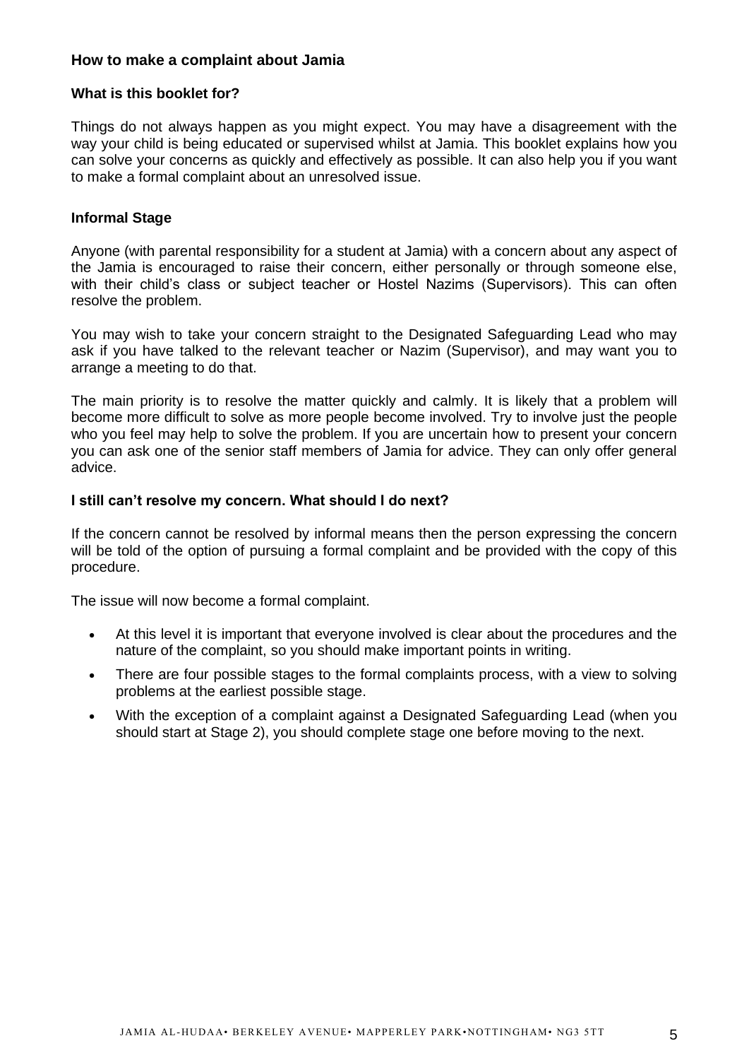## How to make a complaint about Jamia

### What is this booklet for?

Things do not always happen as you might expect. You may have a disagreement with the way your child is being educated or supervised whilst at Jamia. This booklet explains how you can solve your concerns as quickly and effectively as possible. It can also help you if you want to make a formal complaint about an unresolved issue.

### Informal Stage

Anyone (with parental responsibility for a student at Jamia) with a concern about any aspect of the Jamia is encouraged to raise their concern, either personally or through someone else, with their child's class or subject teacher or Hostel Nazims (Supervisors). This can often resolve the problem.

You may wish to take your concern straight to the Designated Safeguarding Lead who may ask if you have talked to the relevant teacher or Nazim (Supervisor), and may want you to arrange a meeting to do that.

The main priority is to resolve the matter quickly and calmly. It is likely that a problem will become more difficult to solve as more people become involved. Try to involve just the people who you feel may help to solve the problem. If you are uncertain how to present your concern you can ask one of the senior staff members of Jamia for advice. They can only offer general advice.

### I still can't resolve my concern. What should I do next?

If the concern cannot be resolved by informal means then the person expressing the concern will be told of the option of pursuing a formal complaint and be provided with the copy of this procedure.

The issue will now become a formal complaint.

- At this level it is important that everyone involved is clear about the procedures and the nature of the complaint, so you should make important points in writing.
- There are four possible stages to the formal complaints process, with a view to solving problems at the earliest possible stage.
- With the exception of a complaint against a Designated Safeguarding Lead (when you should start at Stage 2), you should complete stage one before moving to the next.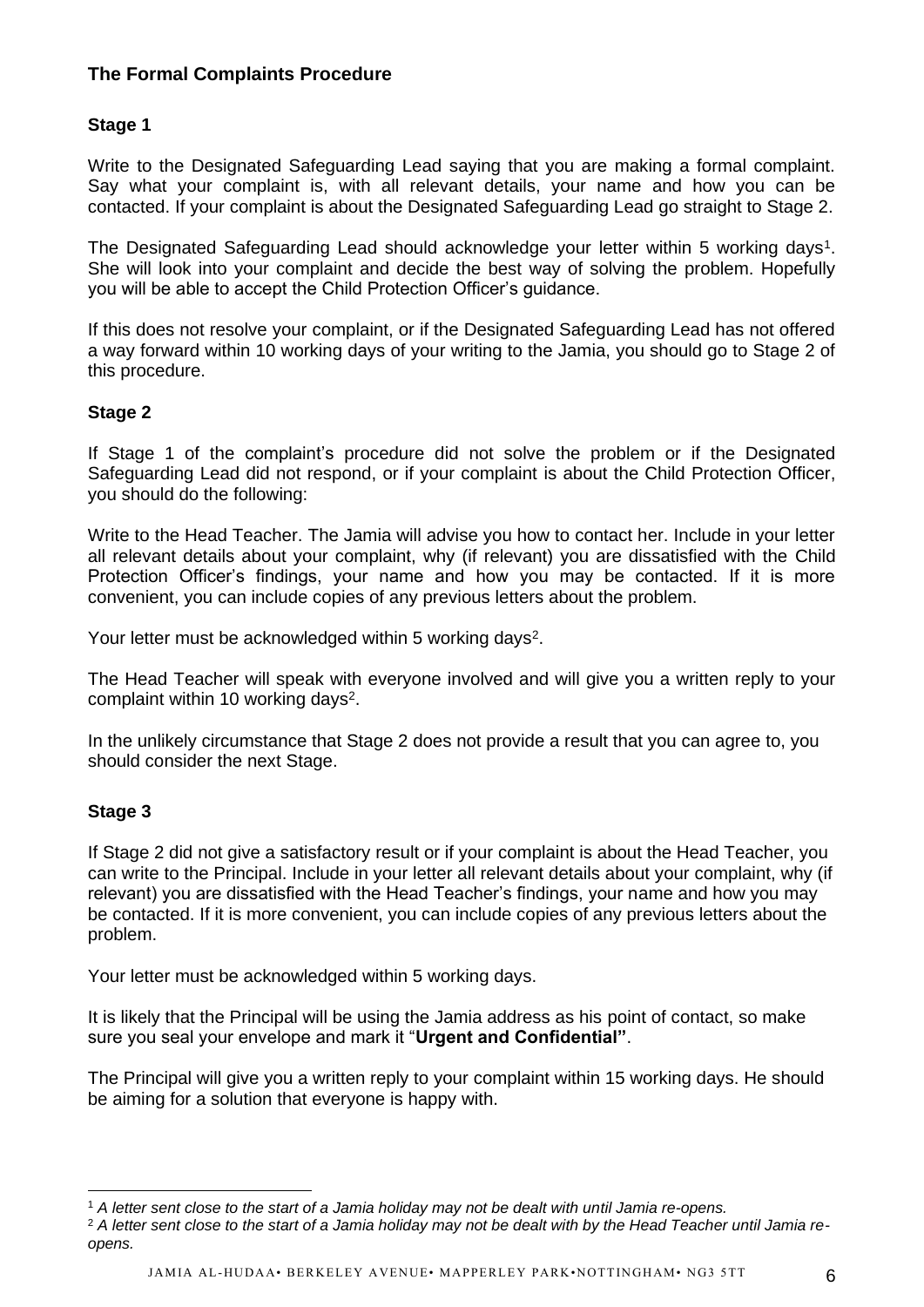### The Formal Complaints Procedure

#### Stage 1

Write to the Designated Safeguarding Lead saying that you are making a formal complaint. Say what your complaint is, with all relevant details, your name and how you can be contacted. If your complaint is about the Designated Safeguarding Lead go straight to Stage 2.

The Designated Safeguarding Lead should acknowledge your letter within 5 working days[1]. She will look into your complaint and decide the best way of solving the problem. Hopefully you will be able to accept the Child Protection Officer's guidance.

If this does not resolve your complaint, or if the Designated Safeguarding Lead has not offered a way forward within 10 working days of your writing to the Jamia, you should go to Stage 2 of this procedure.

#### Stage 2

If Stage 1 of the complaint's procedure did not solve the problem or if the Designated Safeguarding Lead did not respond, or if your complaint is about the Child Protection Officer, you should do the following:

Write to the Head Teacher. The Jamia will advise you how to contact her. Include in your letter all relevant details about your complaint, why (if relevant) you are dissatisfied with the Child Protection Officer's findings, your name and how you may be contacted. If it is more convenient, you can include copies of any previous letters about the problem.

Your letter must be acknowledged within 5 working days[2].

The Head Teacher will speak with everyone involved and will give you a written reply to your complaint within 10 working days[2].

In the unlikely circumstance that Stage 2 does not provide a result that you can agree to, you should consider the next Stage.

#### Stage 3

If Stage 2 did not give a satisfactory result or if your complaint is about the Head Teacher, you can write to the Principal. Include in your letter all relevant details about your complaint, why (if relevant) you are dissatisfied with the Head Teacher's findings, your name and how you may be contacted. If it is more convenient, you can include copies of any previous letters about the problem.

Your letter must be acknowledged within 5 working days.

It is likely that the Principal will be using the Jamia address as his point of contact, so make sure you seal your envelope and mark it "**Urgent and Confidential"**.

The Principal will give you a written reply to your complaint within 15 working days. He should be aiming for a solution that everyone is happy with.

---

[1] *A letter sent close to the start of a Jamia holiday may not be dealt with until Jamia re-opens.*

[2] *A letter sent close to the start of a Jamia holiday may not be dealt with by the Head Teacher until Jamia re-opens.*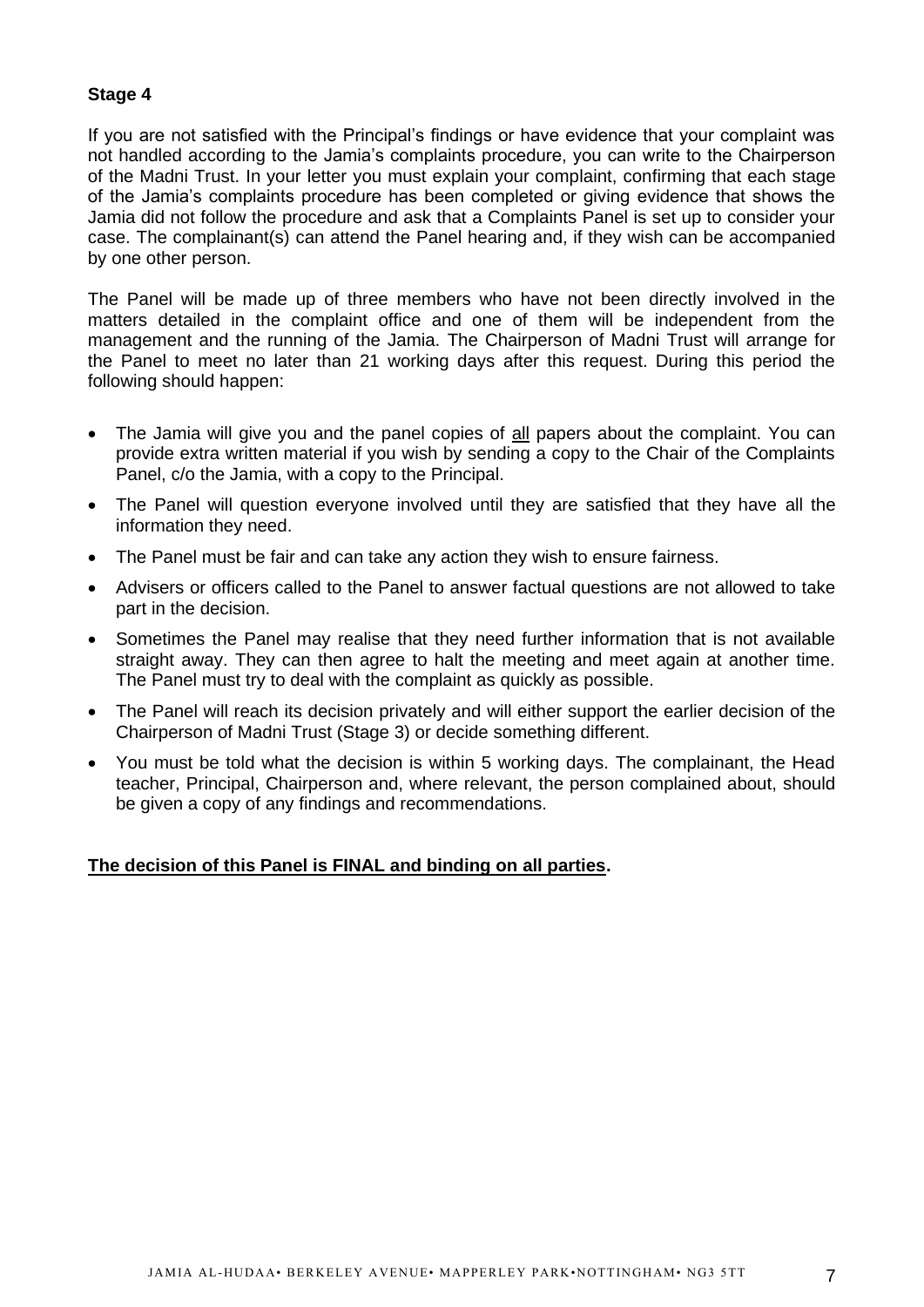**Stage 4**

If you are not satisfied with the Principal's findings or have evidence that your complaint was not handled according to the Jamia's complaints procedure, you can write to the Chairperson of the Madni Trust. In your letter you must explain your complaint, confirming that each stage of the Jamia's complaints procedure has been completed or giving evidence that shows the Jamia did not follow the procedure and ask that a Complaints Panel is set up to consider your case. The complainant(s) can attend the Panel hearing and, if they wish can be accompanied by one other person.

The Panel will be made up of three members who have not been directly involved in the matters detailed in the complaint office and one of them will be independent from the management and the running of the Jamia. The Chairperson of Madni Trust will arrange for the Panel to meet no later than 21 working days after this request. During this period the following should happen:

- The Jamia will give you and the panel copies of <u>all</u> papers about the complaint. You can provide extra written material if you wish by sending a copy to the Chair of the Complaints Panel, c/o the Jamia, with a copy to the Principal.
- The Panel will question everyone involved until they are satisfied that they have all the information they need.
- The Panel must be fair and can take any action they wish to ensure fairness.
- Advisers or officers called to the Panel to answer factual questions are not allowed to take part in the decision.
- Sometimes the Panel may realise that they need further information that is not available straight away. They can then agree to halt the meeting and meet again at another time. The Panel must try to deal with the complaint as quickly as possible.
- The Panel will reach its decision privately and will either support the earlier decision of the Chairperson of Madni Trust (Stage 3) or decide something different.
- You must be told what the decision is within 5 working days. The complainant, the Head teacher, Principal, Chairperson and, where relevant, the person complained about, should be given a copy of any findings and recommendations.

<u>**The decision of this Panel is FINAL and binding on all parties**</u>**.**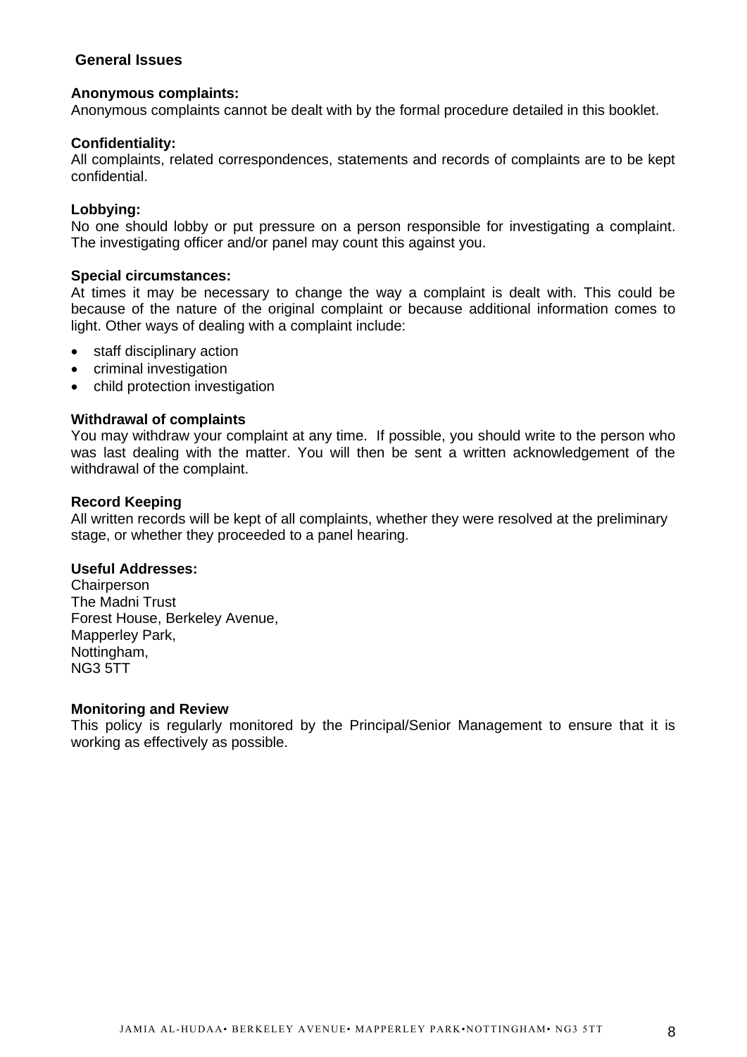## General Issues

**Anonymous complaints:**
Anonymous complaints cannot be dealt with by the formal procedure detailed in this booklet.

**Confidentiality:**
All complaints, related correspondences, statements and records of complaints are to be kept confidential.

**Lobbying:**
No one should lobby or put pressure on a person responsible for investigating a complaint. The investigating officer and/or panel may count this against you.

**Special circumstances:**
At times it may be necessary to change the way a complaint is dealt with. This could be because of the nature of the original complaint or because additional information comes to light. Other ways of dealing with a complaint include:

- staff disciplinary action
- criminal investigation
- child protection investigation

**Withdrawal of complaints**
You may withdraw your complaint at any time. If possible, you should write to the person who was last dealing with the matter. You will then be sent a written acknowledgement of the withdrawal of the complaint.

**Record Keeping**
All written records will be kept of all complaints, whether they were resolved at the preliminary stage, or whether they proceeded to a panel hearing.

**Useful Addresses:**
Chairperson
The Madni Trust
Forest House, Berkeley Avenue,
Mapperley Park,
Nottingham,
NG3 5TT

**Monitoring and Review**
This policy is regularly monitored by the Principal/Senior Management to ensure that it is working as effectively as possible.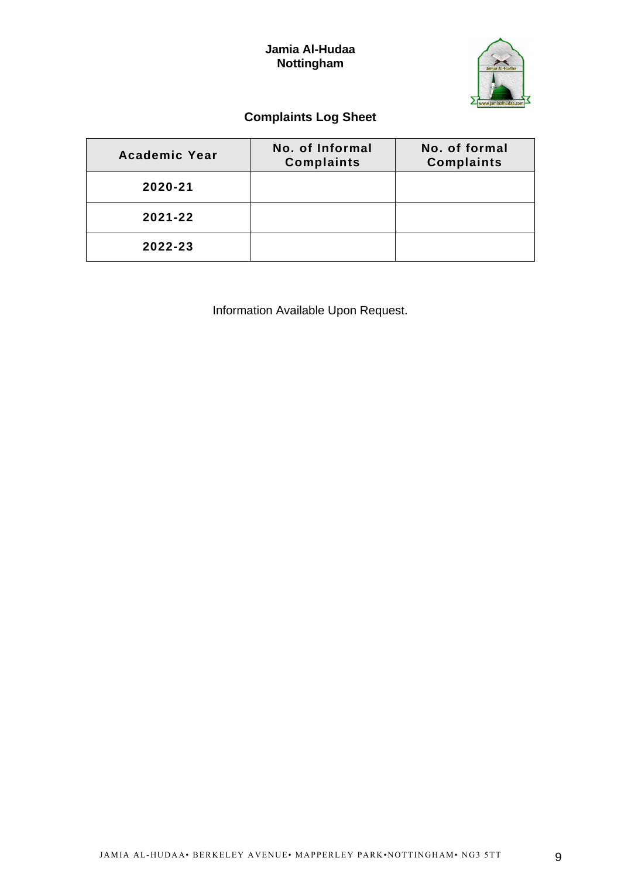**Jamia Al-Hudaa**
**Nottingham**

## Complaints Log Sheet

| Academic Year | No. of Informal Complaints | No. of formal Complaints |
|---|---|---|
| 2020-21 | | |
| 2021-22 | | |
| 2022-23 | | |

Information Available Upon Request.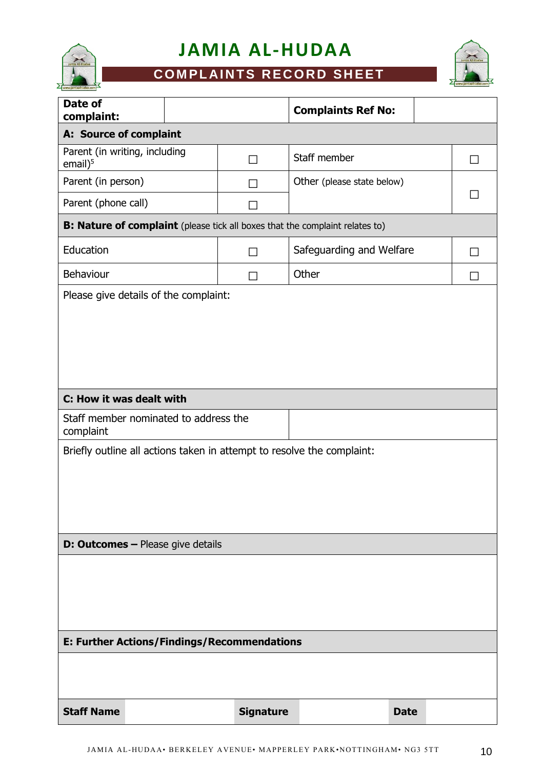# JAMIA AL-HUDAA

## COMPLAINTS RECORD SHEET

| | | | |
|---|---|---|---|
| **Date of complaint:** | | **Complaints Ref No:** | |

**A: Source of complaint**

| | | | |
|---|---|---|---|
| Parent (in writing, including email)[5] | ☐ | Staff member | ☐ |
| Parent (in person) | ☐ | Other (please state below) | ☐ |
| Parent (phone call) | ☐ | | |

**B: Nature of complaint** (please tick all boxes that the complaint relates to)

| | | | |
|---|---|---|---|
| Education | ☐ | Safeguarding and Welfare | ☐ |
| Behaviour | ☐ | Other | ☐ |

Please give details of the complaint:

**C: How it was dealt with**

| | |
|---|---|
| Staff member nominated to address the complaint | |

Briefly outline all actions taken in attempt to resolve the complaint:

**D: Outcomes –** Please give details

**E: Further Actions/Findings/Recommendations**

| | | | | | |
|---|---|---|---|---|---|
| **Staff Name** | | **Signature** | | **Date** | |

JAMIA AL-HUDAA• BERKELEY AVENUE• MAPPERLEY PARK•NOTTINGHAM• NG3 5TT